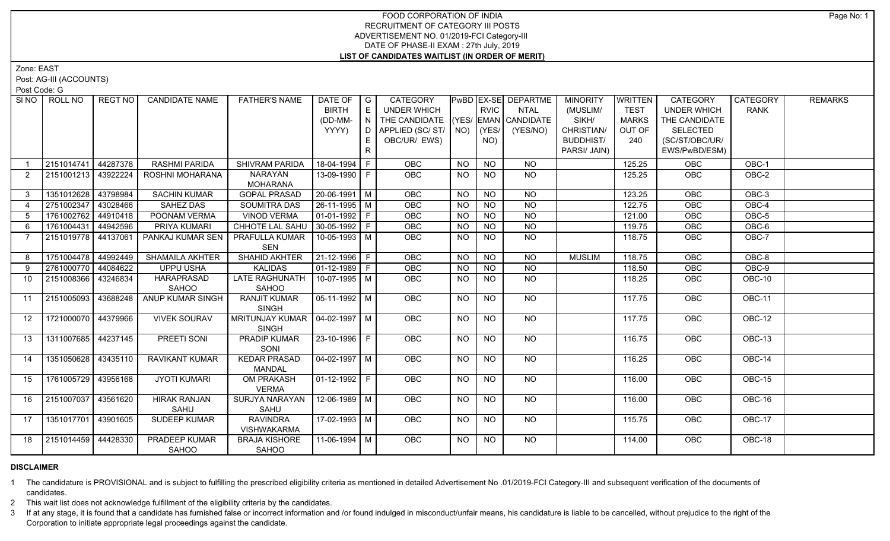# FOOD CORPORATION OF INDIA
## RECRUITMENT OF CATEGORY III POSTS
## ADVERTISEMENT NO. 01/2019-FCI Category-III
## DATE OF PHASE-II EXAM : 27th July, 2019
## LIST OF CANDIDATES WAITLIST (IN ORDER OF MERIT)

Zone: EAST

Post: AG-III (ACCOUNTS)

Post Code: G

| Sl NO | ROLL NO | REGT NO | CANDIDATE NAME | FATHER'S NAME | DATE OF BIRTH (DD-MM-YYYY) | GENDER | CATEGORY UNDER WHICH THE CANDIDATE APPLIED (SC/ ST/ OBC/UR/ EWS) | PwBD (YES/ NO) | EX-SERVICEMAN (YES/ NO) | DEPARTMENTAL CANDIDATE (YES/NO) | MINORITY (MUSLIM/ SIKH/ CHRISTIAN/ BUDDHIST/ PARSI/ JAIN) | WRITTEN TEST MARKS OUT OF 240 | CATEGORY UNDER WHICH THE CANDIDATE SELECTED (SC/ST/OBC/UR/ EWS/PwBD/ESM) | CATEGORY RANK | REMARKS |
|---|---|---|---|---|---|---|---|---|---|---|---|---|---|---|---|
| 1 | 2151014741 | 44287378 | RASHMI PARIDA | SHIVRAM PARIDA | 18-04-1994 | F | OBC | NO | NO | NO | | 125.25 | OBC | OBC-1 | |
| 2 | 2151001213 | 43922224 | ROSHNI MOHARANA | NARAYAN MOHARANA | 13-09-1990 | F | OBC | NO | NO | NO | | 125.25 | OBC | OBC-2 | |
| 3 | 1351012628 | 43798984 | SACHIN KUMAR | GOPAL PRASAD | 20-06-1991 | M | OBC | NO | NO | NO | | 123.25 | OBC | OBC-3 | |
| 4 | 2751002347 | 43028466 | SAHEZ DAS | SOUMITRA DAS | 26-11-1995 | M | OBC | NO | NO | NO | | 122.75 | OBC | OBC-4 | |
| 5 | 1761002762 | 44910418 | POONAM VERMA | VINOD VERMA | 01-01-1992 | F | OBC | NO | NO | NO | | 121.00 | OBC | OBC-5 | |
| 6 | 1761004431 | 44942596 | PRIYA KUMARI | CHHOTE LAL SAHU | 30-05-1992 | F | OBC | NO | NO | NO | | 119.75 | OBC | OBC-6 | |
| 7 | 2151019778 | 44137061 | PANKAJ KUMAR SEN | PRAFULLA KUMAR SEN | 10-05-1993 | M | OBC | NO | NO | NO | | 118.75 | OBC | OBC-7 | |
| 8 | 1751004478 | 44992449 | SHAMAILA AKHTER | SHAHID AKHTER | 21-12-1996 | F | OBC | NO | NO | NO | MUSLIM | 118.75 | OBC | OBC-8 | |
| 9 | 2761000770 | 44084622 | UPPU USHA | KALIDAS | 01-12-1989 | F | OBC | NO | NO | NO | | 118.50 | OBC | OBC-9 | |
| 10 | 2151008366 | 43246834 | HARAPRASAD SAHOO | LATE RAGHUNATH SAHOO | 10-07-1995 | M | OBC | NO | NO | NO | | 118.25 | OBC | OBC-10 | |
| 11 | 2151005093 | 43688248 | ANUP KUMAR SINGH | RANJIT KUMAR SINGH | 05-11-1992 | M | OBC | NO | NO | NO | | 117.75 | OBC | OBC-11 | |
| 12 | 1721000070 | 44379966 | VIVEK SOURAV | MRITUNJAY KUMAR SINGH | 04-02-1997 | M | OBC | NO | NO | NO | | 117.75 | OBC | OBC-12 | |
| 13 | 1311007685 | 44237145 | PREETI SONI | PRADIP KUMAR SONI | 23-10-1996 | F | OBC | NO | NO | NO | | 116.75 | OBC | OBC-13 | |
| 14 | 1351050628 | 43435110 | RAVIKANT KUMAR | KEDAR PRASAD MANDAL | 04-02-1997 | M | OBC | NO | NO | NO | | 116.25 | OBC | OBC-14 | |
| 15 | 1761005729 | 43956168 | JYOTI KUMARI | OM PRAKASH VERMA | 01-12-1992 | F | OBC | NO | NO | NO | | 116.00 | OBC | OBC-15 | |
| 16 | 2151007037 | 43561620 | HIRAK RANJAN SAHU | SURJYA NARAYAN SAHU | 12-06-1989 | M | OBC | NO | NO | NO | | 116.00 | OBC | OBC-16 | |
| 17 | 1351017701 | 43901605 | SUDEEP KUMAR | RAVINDRA VISHWAKARMA | 17-02-1993 | M | OBC | NO | NO | NO | | 115.75 | OBC | OBC-17 | |
| 18 | 2151014459 | 44428330 | PRADEEP KUMAR SAHOO | BRAJA KISHORE SAHOO | 11-06-1994 | M | OBC | NO | NO | NO | | 114.00 | OBC | OBC-18 | |

**DISCLAIMER**

1 The candidature is PROVISIONAL and is subject to fulfilling the prescribed eligibility criteria as mentioned in detailed Advertisement No .01/2019-FCI Category-III and subsequent verification of the documents of candidates.

2 This wait list does not acknowledge fulfillment of the eligibility criteria by the candidates.

3 If at any stage, it is found that a candidate has furnished false or incorrect information and /or found indulged in misconduct/unfair means, his candidature is liable to be cancelled, without prejudice to the right of the Corporation to initiate appropriate legal proceedings against the candidate.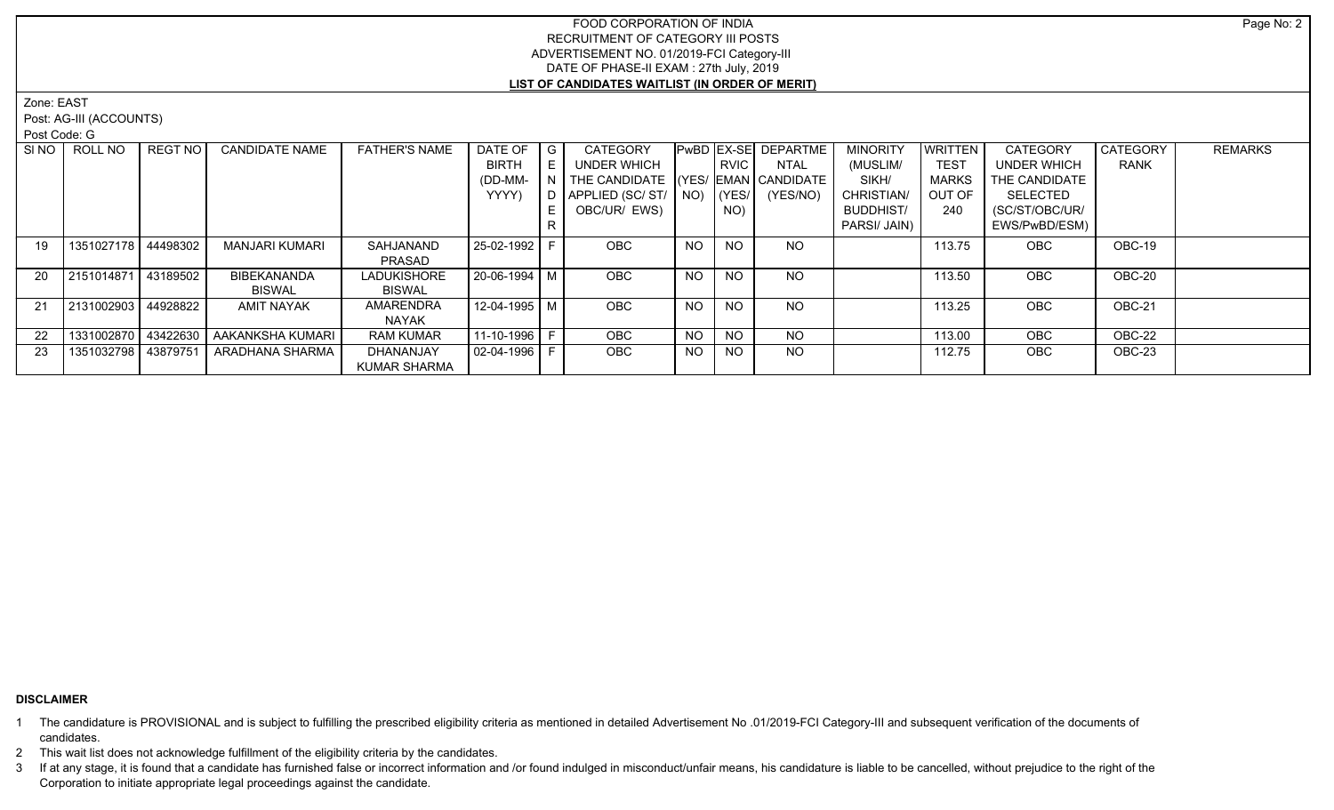FOOD CORPORATION OF INDIA
RECRUITMENT OF CATEGORY III POSTS
ADVERTISEMENT NO. 01/2019-FCI Category-III
DATE OF PHASE-II EXAM : 27th July, 2019

**LIST OF CANDIDATES WAITLIST (IN ORDER OF MERIT)**

Zone: EAST

Post: AG-III (ACCOUNTS)

Post Code: G

| Sl NO | ROLL NO | REGT NO | CANDIDATE NAME | FATHER'S NAME | DATE OF BIRTH (DD-MM-YYYY) | GENDER | CATEGORY UNDER WHICH THE CANDIDATE APPLIED (SC/ ST/ OBC/UR/ EWS) | PwBD (YES/ NO) | EX-SERVICEMAN (YES/ NO) | DEPARTMENTAL CANDIDATE (YES/NO) | MINORITY (MUSLIM/ SIKH/ CHRISTIAN/ BUDDHIST/ PARSI/ JAIN) | WRITTEN TEST MARKS OUT OF 240 | CATEGORY UNDER WHICH THE CANDIDATE SELECTED (SC/ST/OBC/UR/ EWS/PwBD/ESM) | CATEGORY RANK | REMARKS |
|---|---|---|---|---|---|---|---|---|---|---|---|---|---|---|---|
| 19 | 1351027178 | 44498302 | MANJARI KUMARI | SAHJANAND PRASAD | 25-02-1992 | F | OBC | NO | NO | NO | | 113.75 | OBC | OBC-19 | |
| 20 | 2151014871 | 43189502 | BIBEKANANDA BISWAL | LADUKISHORE BISWAL | 20-06-1994 | M | OBC | NO | NO | NO | | 113.50 | OBC | OBC-20 | |
| 21 | 2131002903 | 44928822 | AMIT NAYAK | AMARENDRA NAYAK | 12-04-1995 | M | OBC | NO | NO | NO | | 113.25 | OBC | OBC-21 | |
| 22 | 1331002870 | 43422630 | AAKANKSHA KUMARI | RAM KUMAR | 11-10-1996 | F | OBC | NO | NO | NO | | 113.00 | OBC | OBC-22 | |
| 23 | 1351032798 | 43879751 | ARADHANA SHARMA | DHANANJAY KUMAR SHARMA | 02-04-1996 | F | OBC | NO | NO | NO | | 112.75 | OBC | OBC-23 | |

**DISCLAIMER**

1. The candidature is PROVISIONAL and is subject to fulfilling the prescribed eligibility criteria as mentioned in detailed Advertisement No .01/2019-FCI Category-III and subsequent verification of the documents of candidates.
2. This wait list does not acknowledge fulfillment of the eligibility criteria by the candidates.
3. If at any stage, it is found that a candidate has furnished false or incorrect information and /or found indulged in misconduct/unfair means, his candidature is liable to be cancelled, without prejudice to the right of the Corporation to initiate appropriate legal proceedings against the candidate.